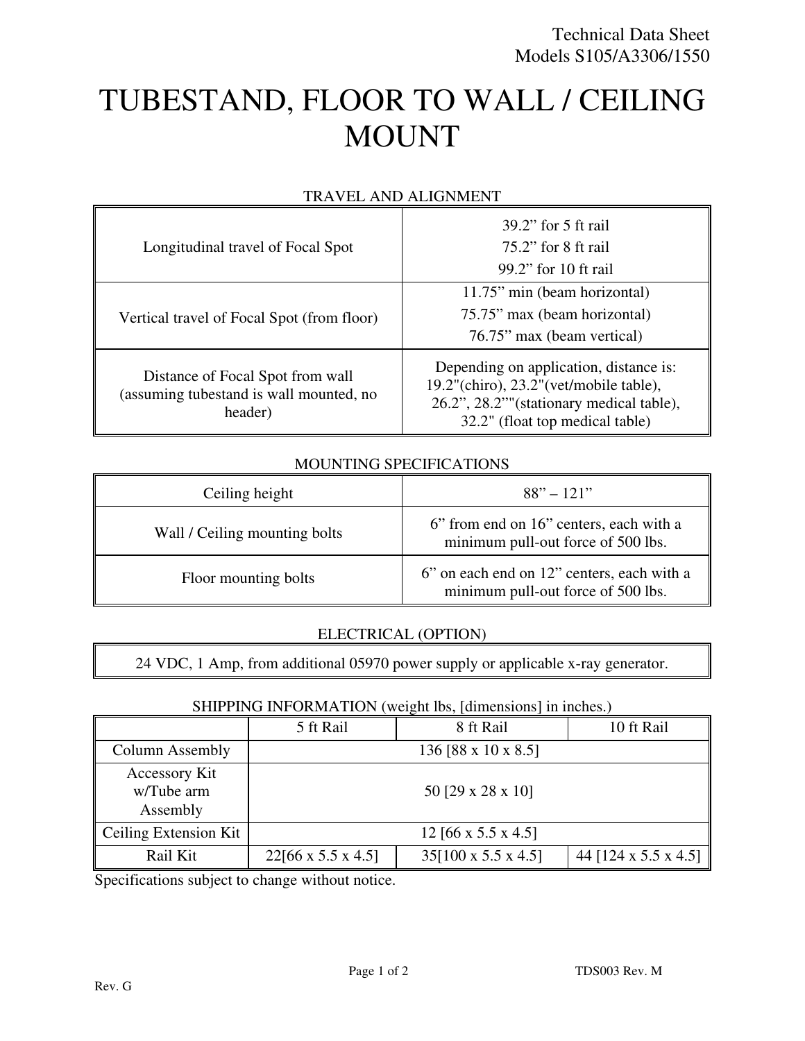Technical Data Sheet
Models S105/A3306/1550

# TUBESTAND, FLOOR TO WALL / CEILING MOUNT

## TRAVEL AND ALIGNMENT

| | |
|---|---|
| Longitudinal travel of Focal Spot | 39.2” for 5 ft rail<br>75.2” for 8 ft rail<br>99.2” for 10 ft rail |
| Vertical travel of Focal Spot (from floor) | 11.75” min (beam horizontal)<br>75.75” max (beam horizontal)<br>76.75” max (beam vertical) |
| Distance of Focal Spot from wall (assuming tubestand is wall mounted, no header) | Depending on application, distance is: 19.2"(chiro), 23.2"(vet/mobile table), 26.2”, 28.2”"(stationary medical table), 32.2" (float top medical table) |

## MOUNTING SPECIFICATIONS

| | |
|---|---|
| Ceiling height | 88” – 121” |
| Wall / Ceiling mounting bolts | 6” from end on 16” centers, each with a minimum pull-out force of 500 lbs. |
| Floor mounting bolts | 6” on each end on 12” centers, each with a minimum pull-out force of 500 lbs. |

## ELECTRICAL (OPTION)

| |
|---|
| 24 VDC, 1 Amp, from additional 05970 power supply or applicable x-ray generator. |

## SHIPPING INFORMATION (weight lbs, [dimensions] in inches.)

| | 5 ft Rail | 8 ft Rail | 10 ft Rail |
|---|---|---|---|
| Column Assembly | 136 [88 x 10 x 8.5] | | |
| Accessory Kit w/Tube arm Assembly | 50 [29 x 28 x 10] | | |
| Ceiling Extension Kit | 12 [66 x 5.5 x 4.5] | | |
| Rail Kit | 22[66 x 5.5 x 4.5] | 35[100 x 5.5 x 4.5] | 44 [124 x 5.5 x 4.5] |

Specifications subject to change without notice.

TDS003 Rev. M

Rev. G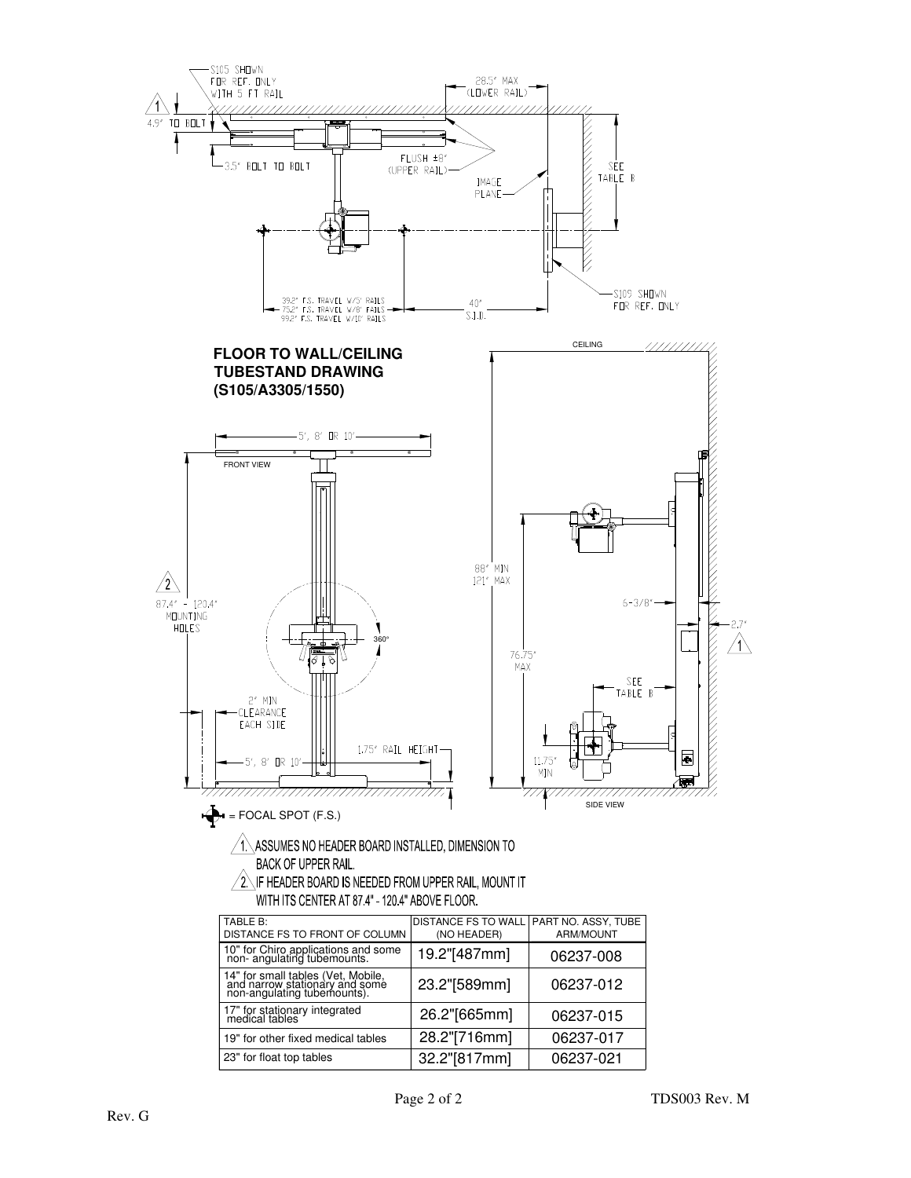S105 SHOWN FOR REF. ONLY WITH 5 FT RAIL

28.5" MAX (LOWER RAIL)

4.9" TO BOLT

3.5" BOLT TO BOLT

FLUSH ±8" (UPPER RAIL)

IMAGE PLANE

SEE TABLE B

S109 SHOWN FOR REF. ONLY

39.2" F.S. TRAVEL W/5' RAILS
75.2" F.S. TRAVEL W/8' RAILS
99.2" F.S. TRAVEL W/10' RAILS

40" S.I.D.

**FLOOR TO WALL/CEILING TUBESTAND DRAWING (S105/A3305/1550)**

5', 8' OR 10'

FRONT VIEW

87.4" - 120.4" MOUNTING HOLES

360°

2" MIN CLEARANCE EACH SIDE

1.75" RAIL HEIGHT

5', 8' OR 10'

CEILING

88" MIN
121" MAX

6-3/8"

2.7"

76.75" MAX

SEE TABLE B

11.75" MIN

SIDE VIEW

= FOCAL SPOT (F.S.)

1. ASSUMES NO HEADER BOARD INSTALLED, DIMENSION TO BACK OF UPPER RAIL.

2. IF HEADER BOARD IS NEEDED FROM UPPER RAIL, MOUNT IT WITH ITS CENTER AT 87.4" - 120.4" ABOVE FLOOR.

| TABLE B: DISTANCE FS TO FRONT OF COLUMN | DISTANCE FS TO WALL (NO HEADER) | PART NO. ASSY, TUBE ARM/MOUNT |
|---|---|---|
| 10" for Chiro applications and some non- angulating tubemounts. | 19.2"[487mm] | 06237-008 |
| 14" for small tables (Vet, Mobile, and narrow stationary and some non-angulating tubemounts). | 23.2"[589mm] | 06237-012 |
| 17" for stationary integrated medical tables | 26.2"[665mm] | 06237-015 |
| 19" for other fixed medical tables | 28.2"[716mm] | 06237-017 |
| 23" for float top tables | 32.2"[817mm] | 06237-021 |

TDS003 Rev. M

Rev. G